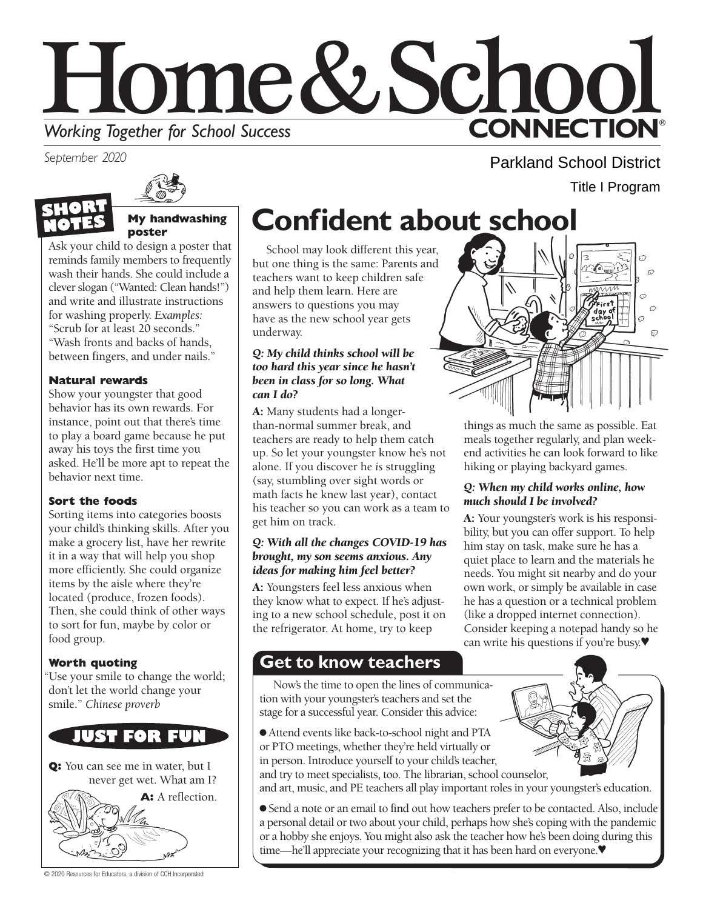# Home & School CONNECTION®

*Working Together for School Success*

*September 2020*

Parkland School District

Title I Program

## SHORT NOTES

### My handwashing poster

Ask your child to design a poster that reminds family members to frequently wash their hands. She could include a clever slogan ("Wanted: Clean hands!") and write and illustrate instructions for washing properly. *Examples:* "Scrub for at least 20 seconds." "Wash fronts and backs of hands, between fingers, and under nails."

### Natural rewards

Show your youngster that good behavior has its own rewards. For instance, point out that there's time to play a board game because he put away his toys the first time you asked. He'll be more apt to repeat the behavior next time.

### Sort the foods

Sorting items into categories boosts your child's thinking skills. After you make a grocery list, have her rewrite it in a way that will help you shop more efficiently. She could organize items by the aisle where they're located (produce, frozen foods). Then, she could think of other ways to sort for fun, maybe by color or food group.

### Worth quoting

"Use your smile to change the world; don't let the world change your smile." *Chinese proverb*

## JUST FOR FUN

**Q:** You can see me in water, but I never get wet. What am I?

**A:** A reflection.

# Confident about school

School may look different this year, but one thing is the same: Parents and teachers want to keep children safe and help them learn. Here are answers to questions you may have as the new school year gets underway.

***Q: My child thinks school will be too hard this year since he hasn't been in class for so long. What can I do?***

**A:** Many students had a longer-than-normal summer break, and teachers are ready to help them catch up. So let your youngster know he's not alone. If you discover he *is* struggling (say, stumbling over sight words or math facts he knew last year), contact his teacher so you can work as a team to get him on track.

***Q: With all the changes COVID-19 has brought, my son seems anxious. Any ideas for making him feel better?***

**A:** Youngsters feel less anxious when they know what to expect. If he's adjusting to a new school schedule, post it on the refrigerator. At home, try to keep things as much the same as possible. Eat meals together regularly, and plan weekend activities he can look forward to like hiking or playing backyard games.

***Q: When my child works online, how much should I be involved?***

**A:** Your youngster's work is his responsibility, but you can offer support. To help him stay on task, make sure he has a quiet place to learn and the materials he needs. You might sit nearby and do your own work, or simply be available in case he has a question or a technical problem (like a dropped internet connection). Consider keeping a notepad handy so he can write his questions if you're busy.♥

## Get to know teachers

Now's the time to open the lines of communication with your youngster's teachers and set the stage for a successful year. Consider this advice:

- Attend events like back-to-school night and PTA or PTO meetings, whether they're held virtually or in person. Introduce yourself to your child's teacher, and try to meet specialists, too. The librarian, school counselor, and art, music, and PE teachers all play important roles in your youngster's education.
- Send a note or an email to find out how teachers prefer to be contacted. Also, include a personal detail or two about your child, perhaps how she's coping with the pandemic or a hobby she enjoys. You might also ask the teacher how he's been doing during this time—he'll appreciate your recognizing that it has been hard on everyone.♥

© 2020 Resources for Educators, a division of CCH Incorporated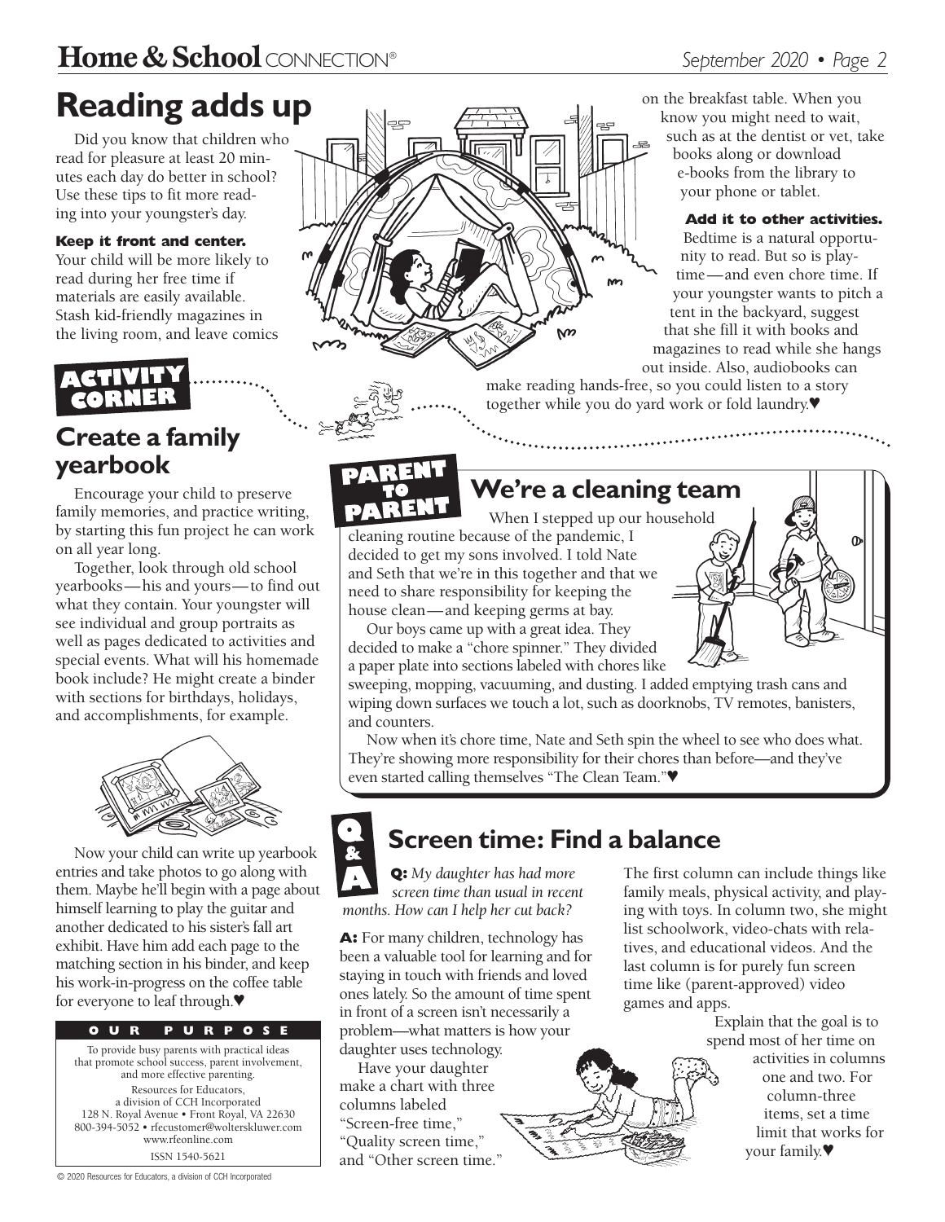# Reading adds up

Did you know that children who read for pleasure at least 20 minutes each day do better in school? Use these tips to fit more reading into your youngster's day.

**Keep it front and center.** Your child will be more likely to read during her free time if materials are easily available. Stash kid-friendly magazines in the living room, and leave comics on the breakfast table. When you know you might need to wait, such as at the dentist or vet, take books along or download e-books from the library to your phone or tablet.

**Add it to other activities.** Bedtime is a natural opportunity to read. But so is playtime—and even chore time. If your youngster wants to pitch a tent in the backyard, suggest that she fill it with books and magazines to read while she hangs out inside. Also, audiobooks can make reading hands-free, so you could listen to a story together while you do yard work or fold laundry.♥

## ACTIVITY CORNER

## Create a family yearbook

Encourage your child to preserve family memories, and practice writing, by starting this fun project he can work on all year long.

Together, look through old school yearbooks—his and yours—to find out what they contain. Your youngster will see individual and group portraits as well as pages dedicated to activities and special events. What will his homemade book include? He might create a binder with sections for birthdays, holidays, and accomplishments, for example.

Now your child can write up yearbook entries and take photos to go along with them. Maybe he'll begin with a page about himself learning to play the guitar and another dedicated to his sister's fall art exhibit. Have him add each page to the matching section in his binder, and keep his work-in-progress on the coffee table for everyone to leaf through.♥

## PARENT TO PARENT

## We're a cleaning team

When I stepped up our household cleaning routine because of the pandemic, I decided to get my sons involved. I told Nate and Seth that we're in this together and that we need to share responsibility for keeping the house clean—and keeping germs at bay.

Our boys came up with a great idea. They decided to make a "chore spinner." They divided a paper plate into sections labeled with chores like sweeping, mopping, vacuuming, and dusting. I added emptying trash cans and wiping down surfaces we touch a lot, such as doorknobs, TV remotes, banisters, and counters.

Now when it's chore time, Nate and Seth spin the wheel to see who does what. They're showing more responsibility for their chores than before—and they've even started calling themselves "The Clean Team."♥

## OUR PURPOSE

To provide busy parents with practical ideas that promote school success, parent involvement, and more effective parenting.

Resources for Educators, a division of CCH Incorporated
128 N. Royal Avenue • Front Royal, VA 22630
800-394-5052 • rfecustomer@wolterskluwer.com
www.rfeonline.com

ISSN 1540-5621

## Q & A

## Screen time: Find a balance

**Q:** *My daughter has had more screen time than usual in recent months. How can I help her cut back?*

**A:** For many children, technology has been a valuable tool for learning and for staying in touch with friends and loved ones lately. So the amount of time spent in front of a screen isn't necessarily a problem—what matters is how your daughter uses technology.

Have your daughter make a chart with three columns labeled "Screen-free time," "Quality screen time," and "Other screen time." The first column can include things like family meals, physical activity, and playing with toys. In column two, she might list schoolwork, video-chats with relatives, and educational videos. And the last column is for purely fun screen time like (parent-approved) video games and apps.

Explain that the goal is to spend most of her time on activities in columns one and two. For column-three items, set a time limit that works for your family.♥

© 2020 Resources for Educators, a division of CCH Incorporated